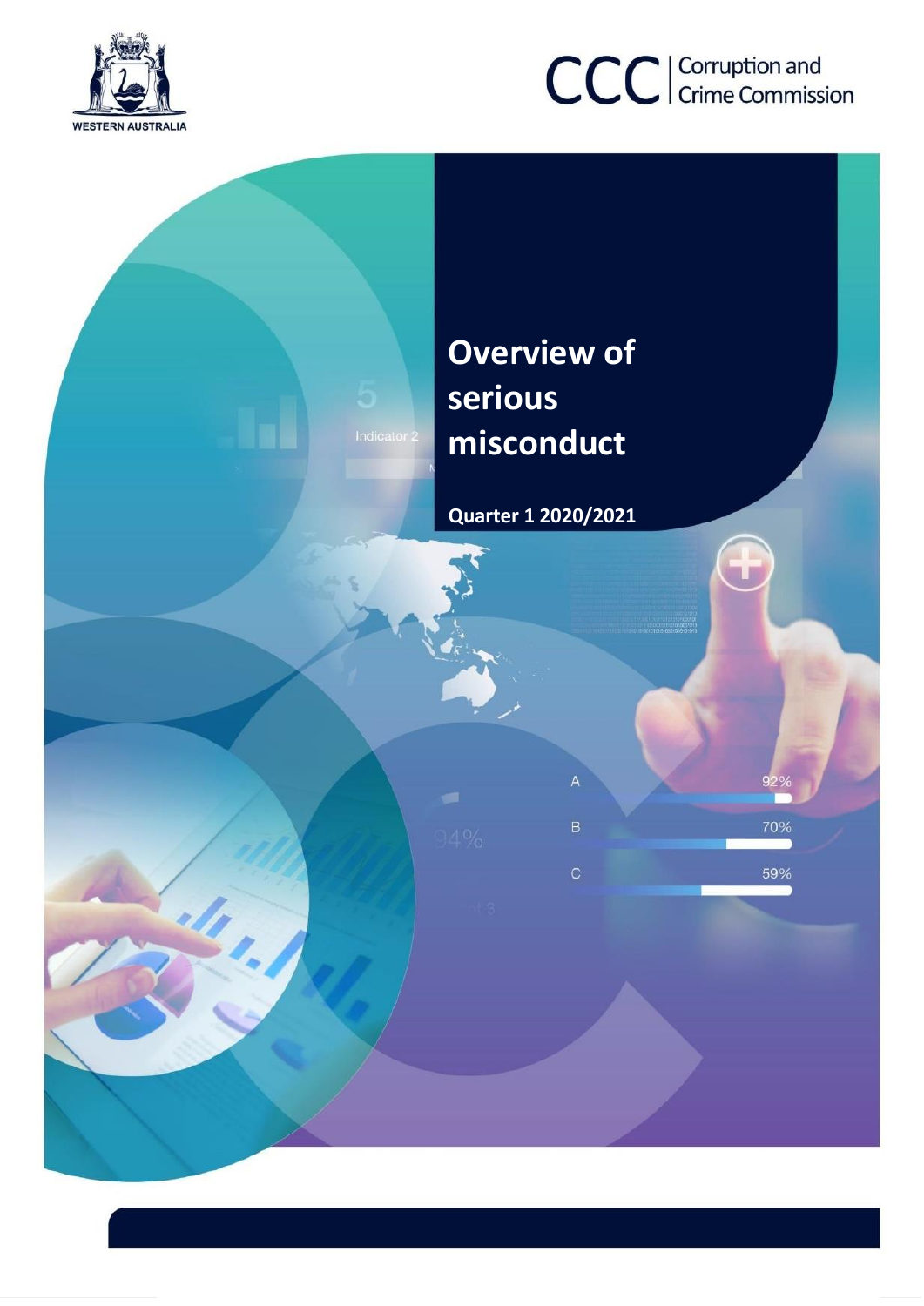WESTERN AUSTRALIA

CCC | Corruption and Crime Commission

# Overview of serious misconduct

**Quarter 1 2020/2021**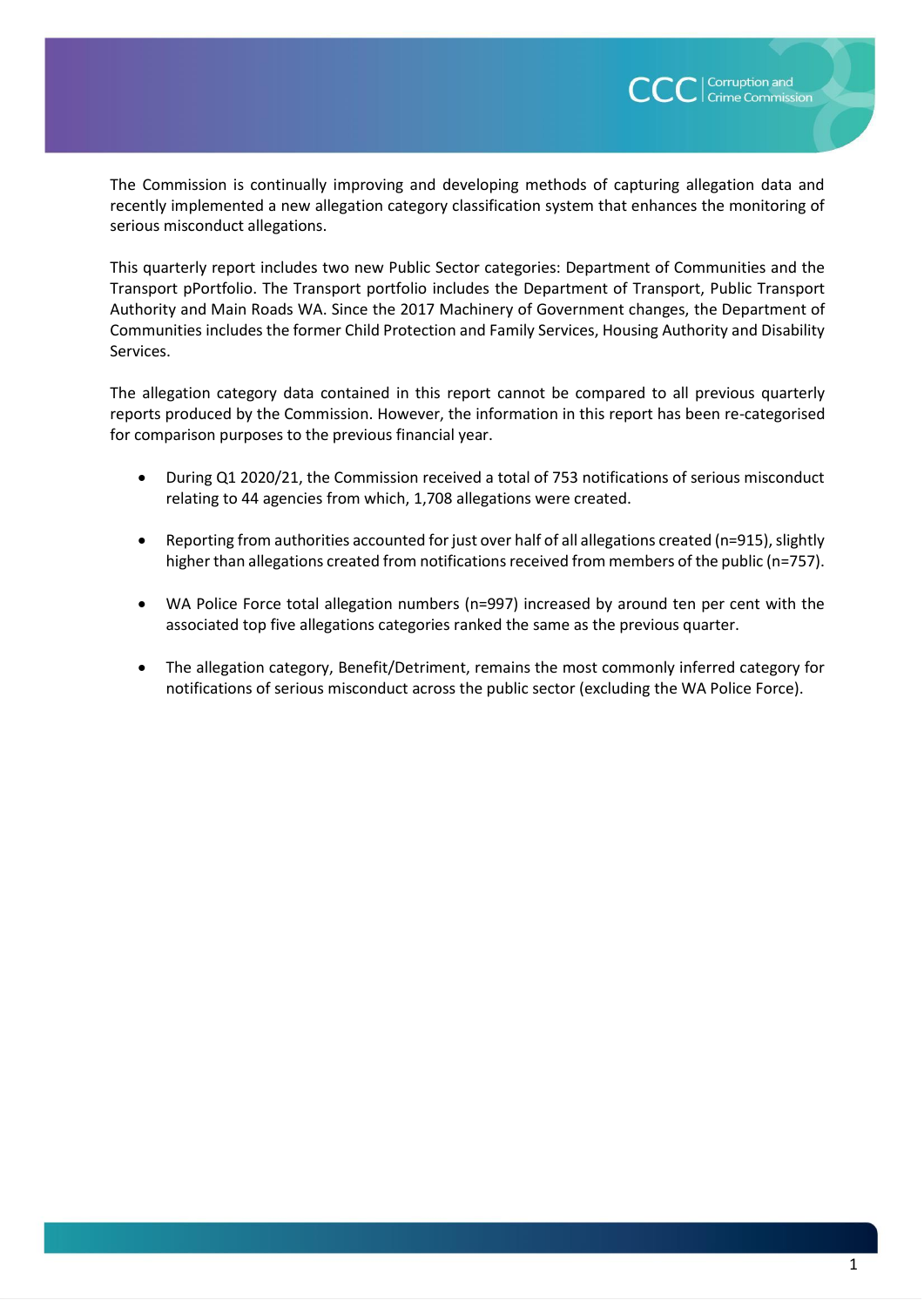The Commission is continually improving and developing methods of capturing allegation data and recently implemented a new allegation category classification system that enhances the monitoring of serious misconduct allegations.

This quarterly report includes two new Public Sector categories: Department of Communities and the Transport pPortfolio. The Transport portfolio includes the Department of Transport, Public Transport Authority and Main Roads WA. Since the 2017 Machinery of Government changes, the Department of Communities includes the former Child Protection and Family Services, Housing Authority and Disability Services.

The allegation category data contained in this report cannot be compared to all previous quarterly reports produced by the Commission. However, the information in this report has been re-categorised for comparison purposes to the previous financial year.

- During Q1 2020/21, the Commission received a total of 753 notifications of serious misconduct relating to 44 agencies from which, 1,708 allegations were created.
- Reporting from authorities accounted for just over half of all allegations created (n=915), slightly higher than allegations created from notifications received from members of the public (n=757).
- WA Police Force total allegation numbers (n=997) increased by around ten per cent with the associated top five allegations categories ranked the same as the previous quarter.
- The allegation category, Benefit/Detriment, remains the most commonly inferred category for notifications of serious misconduct across the public sector (excluding the WA Police Force).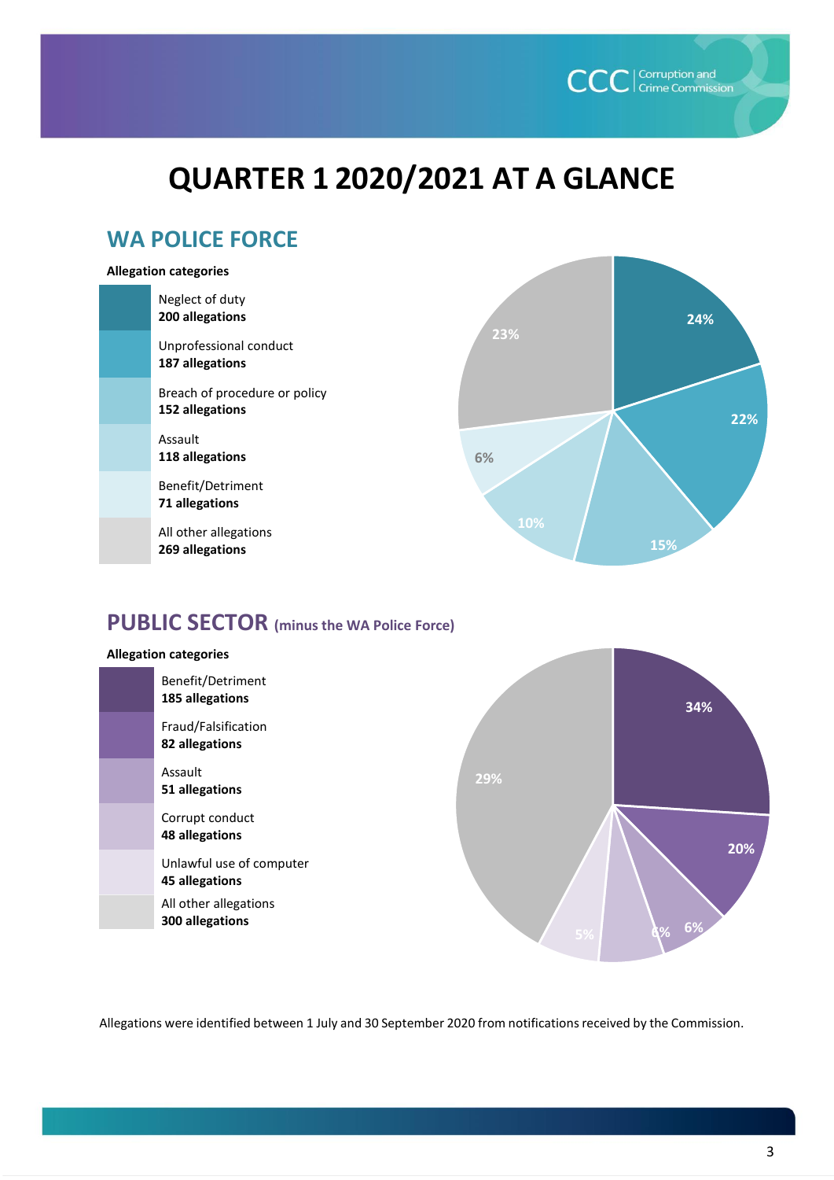# QUARTER 1 2020/2021 AT A GLANCE

## WA POLICE FORCE

**Allegation categories**

| Category | Allegations | Percentage |
| --- | --- | --- |
| Neglect of duty | **200 allegations** | 24% |
| Unprofessional conduct | **187 allegations** | 22% |
| Breach of procedure or policy | **152 allegations** | 15% |
| Assault | **118 allegations** | 10% |
| Benefit/Detriment | **71 allegations** | 6% |
| All other allegations | **269 allegations** | 23% |

## PUBLIC SECTOR (minus the WA Police Force)

**Allegation categories**

| Category | Allegations | Percentage |
| --- | --- | --- |
| Benefit/Detriment | **185 allegations** | 34% |
| Fraud/Falsification | **82 allegations** | 20% |
| Assault | **51 allegations** | 6% |
| Corrupt conduct | **48 allegations** | 6% |
| Unlawful use of computer | **45 allegations** | 5% |
| All other allegations | **300 allegations** | 29% |

Allegations were identified between 1 July and 30 September 2020 from notifications received by the Commission.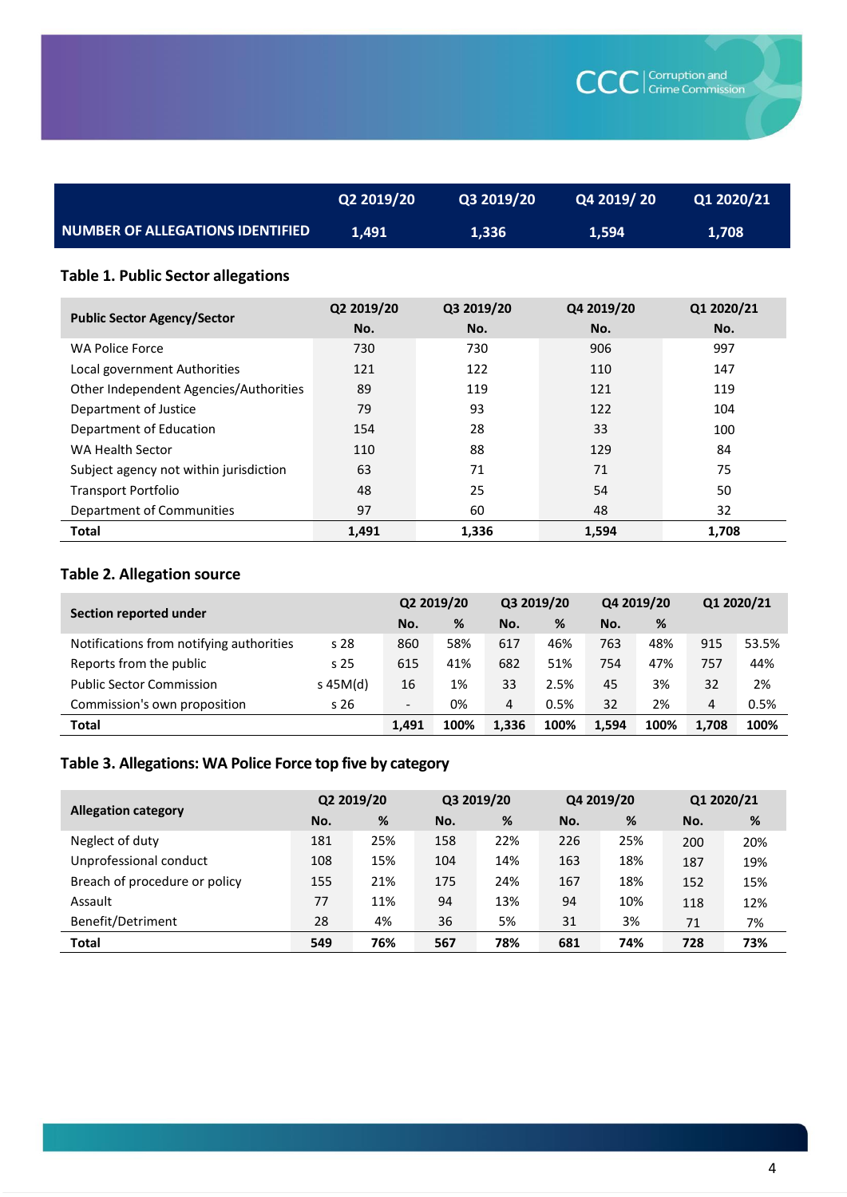| | Q2 2019/20 | Q3 2019/20 | Q4 2019/ 20 | Q1 2020/21 |
|---|---|---|---|---|
| NUMBER OF ALLEGATIONS IDENTIFIED | 1,491 | 1,336 | 1,594 | 1,708 |

### Table 1. Public Sector allegations

| Public Sector Agency/Sector | Q2 2019/20 | Q3 2019/20 | Q4 2019/20 | Q1 2020/21 |
|---|---|---|---|---|
| | No. | No. | No. | No. |
| WA Police Force | 730 | 730 | 906 | 997 |
| Local government Authorities | 121 | 122 | 110 | 147 |
| Other Independent Agencies/Authorities | 89 | 119 | 121 | 119 |
| Department of Justice | 79 | 93 | 122 | 104 |
| Department of Education | 154 | 28 | 33 | 100 |
| WA Health Sector | 110 | 88 | 129 | 84 |
| Subject agency not within jurisdiction | 63 | 71 | 71 | 75 |
| Transport Portfolio | 48 | 25 | 54 | 50 |
| Department of Communities | 97 | 60 | 48 | 32 |
| **Total** | **1,491** | **1,336** | **1,594** | **1,708** |

### Table 2. Allegation source

| Section reported under | | Q2 2019/20 | | Q3 2019/20 | | Q4 2019/20 | | Q1 2020/21 | |
|---|---|---|---|---|---|---|---|---|---|
| | | No. | % | No. | % | No. | % | No. | % |
| Notifications from notifying authorities | s 28 | 860 | 58% | 617 | 46% | 763 | 48% | 915 | 53.5% |
| Reports from the public | s 25 | 615 | 41% | 682 | 51% | 754 | 47% | 757 | 44% |
| Public Sector Commission | s 45M(d) | 16 | 1% | 33 | 2.5% | 45 | 3% | 32 | 2% |
| Commission's own proposition | s 26 | - | 0% | 4 | 0.5% | 32 | 2% | 4 | 0.5% |
| **Total** | | **1,491** | **100%** | **1,336** | **100%** | **1,594** | **100%** | **1,708** | **100%** |

### Table 3. Allegations: WA Police Force top five by category

| Allegation category | Q2 2019/20 | | Q3 2019/20 | | Q4 2019/20 | | Q1 2020/21 | |
|---|---|---|---|---|---|---|---|---|
| | No. | % | No. | % | No. | % | No. | % |
| Neglect of duty | 181 | 25% | 158 | 22% | 226 | 25% | 200 | 20% |
| Unprofessional conduct | 108 | 15% | 104 | 14% | 163 | 18% | 187 | 19% |
| Breach of procedure or policy | 155 | 21% | 175 | 24% | 167 | 18% | 152 | 15% |
| Assault | 77 | 11% | 94 | 13% | 94 | 10% | 118 | 12% |
| Benefit/Detriment | 28 | 4% | 36 | 5% | 31 | 3% | 71 | 7% |
| **Total** | **549** | **76%** | **567** | **78%** | **681** | **74%** | **728** | **73%** |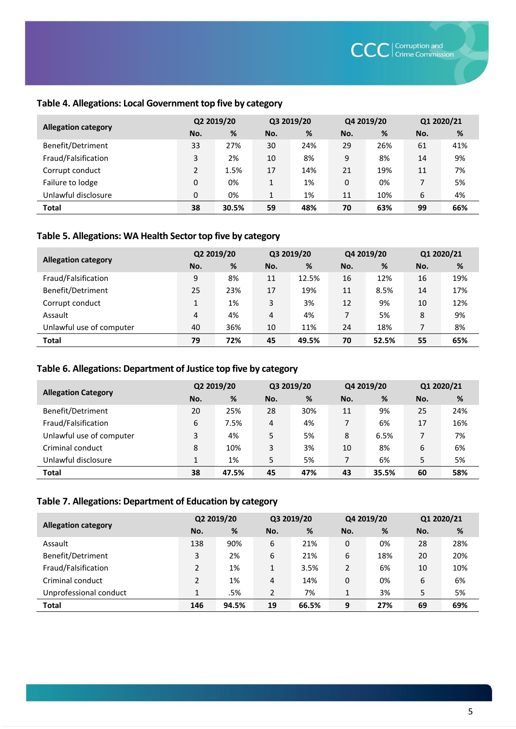## Table 4. Allegations: Local Government top five by category

| Allegation category | Q2 2019/20 | | Q3 2019/20 | | Q4 2019/20 | | Q1 2020/21 | |
|---|---|---|---|---|---|---|---|---|
| | No. | % | No. | % | No. | % | No. | % |
| Benefit/Detriment | 33 | 27% | 30 | 24% | 29 | 26% | 61 | 41% |
| Fraud/Falsification | 3 | 2% | 10 | 8% | 9 | 8% | 14 | 9% |
| Corrupt conduct | 2 | 1.5% | 17 | 14% | 21 | 19% | 11 | 7% |
| Failure to lodge | 0 | 0% | 1 | 1% | 0 | 0% | 7 | 5% |
| Unlawful disclosure | 0 | 0% | 1 | 1% | 11 | 10% | 6 | 4% |
| **Total** | **38** | **30.5%** | **59** | **48%** | **70** | **63%** | **99** | **66%** |

## Table 5. Allegations: WA Health Sector top five by category

| Allegation category | Q2 2019/20 | | Q3 2019/20 | | Q4 2019/20 | | Q1 2020/21 | |
|---|---|---|---|---|---|---|---|---|
| | No. | % | No. | % | No. | % | No. | % |
| Fraud/Falsification | 9 | 8% | 11 | 12.5% | 16 | 12% | 16 | 19% |
| Benefit/Detriment | 25 | 23% | 17 | 19% | 11 | 8.5% | 14 | 17% |
| Corrupt conduct | 1 | 1% | 3 | 3% | 12 | 9% | 10 | 12% |
| Assault | 4 | 4% | 4 | 4% | 7 | 5% | 8 | 9% |
| Unlawful use of computer | 40 | 36% | 10 | 11% | 24 | 18% | 7 | 8% |
| **Total** | **79** | **72%** | **45** | **49.5%** | **70** | **52.5%** | **55** | **65%** |

## Table 6. Allegations: Department of Justice top five by category

| Allegation Category | Q2 2019/20 | | Q3 2019/20 | | Q4 2019/20 | | Q1 2020/21 | |
|---|---|---|---|---|---|---|---|---|
| | No. | % | No. | % | No. | % | No. | % |
| Benefit/Detriment | 20 | 25% | 28 | 30% | 11 | 9% | 25 | 24% |
| Fraud/Falsification | 6 | 7.5% | 4 | 4% | 7 | 6% | 17 | 16% |
| Unlawful use of computer | 3 | 4% | 5 | 5% | 8 | 6.5% | 7 | 7% |
| Criminal conduct | 8 | 10% | 3 | 3% | 10 | 8% | 6 | 6% |
| Unlawful disclosure | 1 | 1% | 5 | 5% | 7 | 6% | 5 | 5% |
| **Total** | **38** | **47.5%** | **45** | **47%** | **43** | **35.5%** | **60** | **58%** |

## Table 7. Allegations: Department of Education by category

| Allegation category | Q2 2019/20 | | Q3 2019/20 | | Q4 2019/20 | | Q1 2020/21 | |
|---|---|---|---|---|---|---|---|---|
| | No. | % | No. | % | No. | % | No. | % |
| Assault | 138 | 90% | 6 | 21% | 0 | 0% | 28 | 28% |
| Benefit/Detriment | 3 | 2% | 6 | 21% | 6 | 18% | 20 | 20% |
| Fraud/Falsification | 2 | 1% | 1 | 3.5% | 2 | 6% | 10 | 10% |
| Criminal conduct | 2 | 1% | 4 | 14% | 0 | 0% | 6 | 6% |
| Unprofessional conduct | 1 | .5% | 2 | 7% | 1 | 3% | 5 | 5% |
| **Total** | **146** | **94.5%** | **19** | **66.5%** | **9** | **27%** | **69** | **69%** |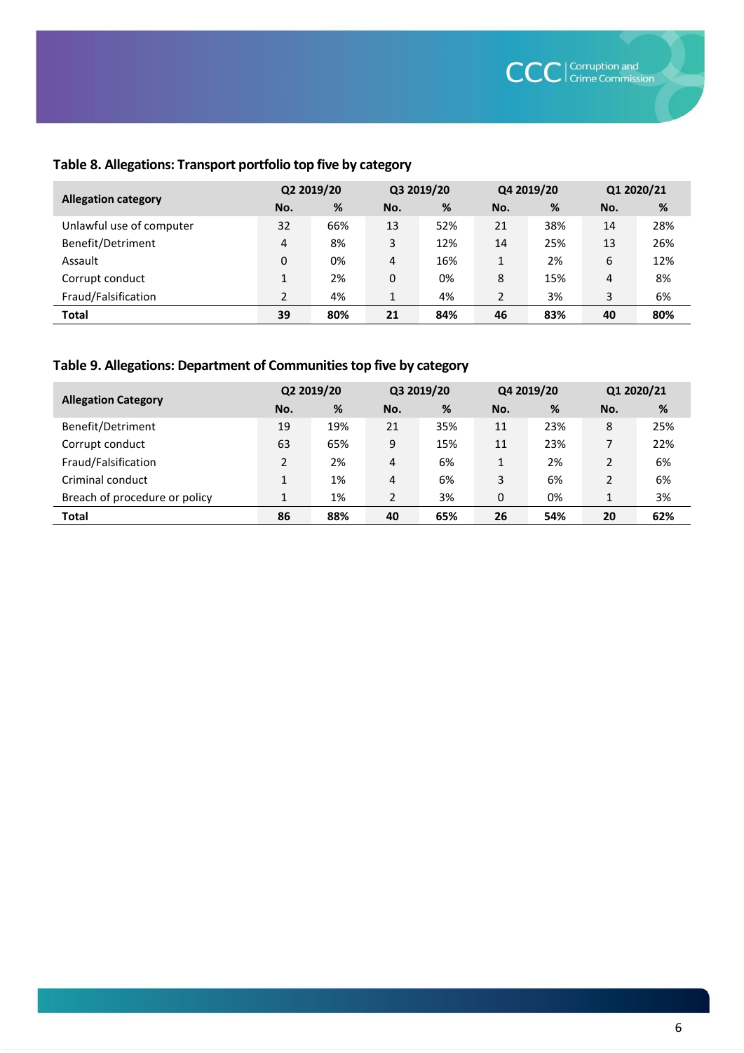## Table 8. Allegations: Transport portfolio top five by category

| Allegation category | Q2 2019/20 | | Q3 2019/20 | | Q4 2019/20 | | Q1 2020/21 | |
|---|---|---|---|---|---|---|---|---|
| | No. | % | No. | % | No. | % | No. | % |
| Unlawful use of computer | 32 | 66% | 13 | 52% | 21 | 38% | 14 | 28% |
| Benefit/Detriment | 4 | 8% | 3 | 12% | 14 | 25% | 13 | 26% |
| Assault | 0 | 0% | 4 | 16% | 1 | 2% | 6 | 12% |
| Corrupt conduct | 1 | 2% | 0 | 0% | 8 | 15% | 4 | 8% |
| Fraud/Falsification | 2 | 4% | 1 | 4% | 2 | 3% | 3 | 6% |
| **Total** | **39** | **80%** | **21** | **84%** | **46** | **83%** | **40** | **80%** |

## Table 9. Allegations: Department of Communities top five by category

| Allegation Category | Q2 2019/20 | | Q3 2019/20 | | Q4 2019/20 | | Q1 2020/21 | |
|---|---|---|---|---|---|---|---|---|
| | No. | % | No. | % | No. | % | No. | % |
| Benefit/Detriment | 19 | 19% | 21 | 35% | 11 | 23% | 8 | 25% |
| Corrupt conduct | 63 | 65% | 9 | 15% | 11 | 23% | 7 | 22% |
| Fraud/Falsification | 2 | 2% | 4 | 6% | 1 | 2% | 2 | 6% |
| Criminal conduct | 1 | 1% | 4 | 6% | 3 | 6% | 2 | 6% |
| Breach of procedure or policy | 1 | 1% | 2 | 3% | 0 | 0% | 1 | 3% |
| **Total** | **86** | **88%** | **40** | **65%** | **26** | **54%** | **20** | **62%** |